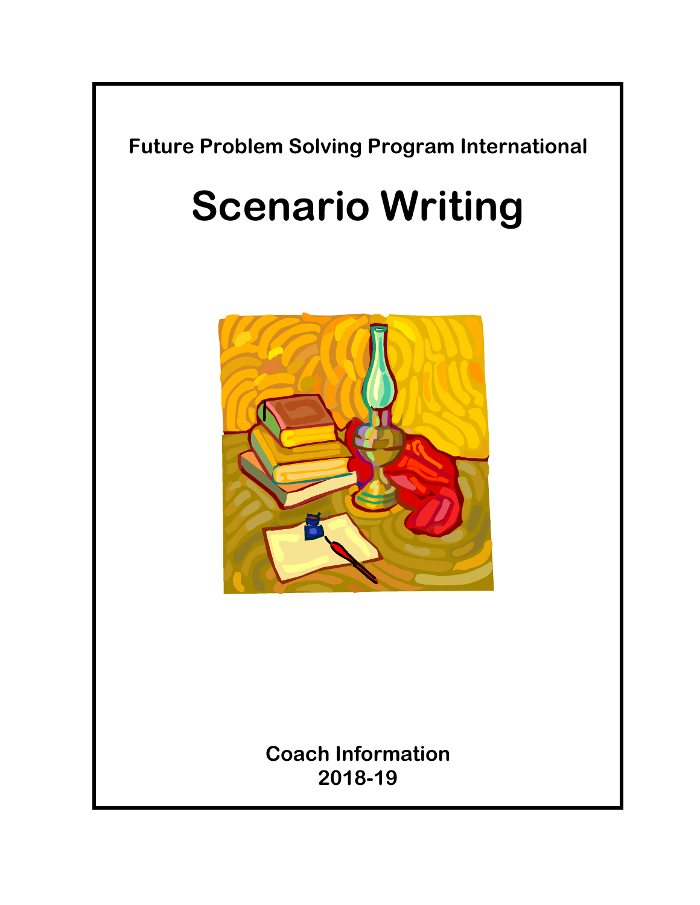**Future Problem Solving Program International**

# Scenario Writing

**Coach Information**
**2018-19**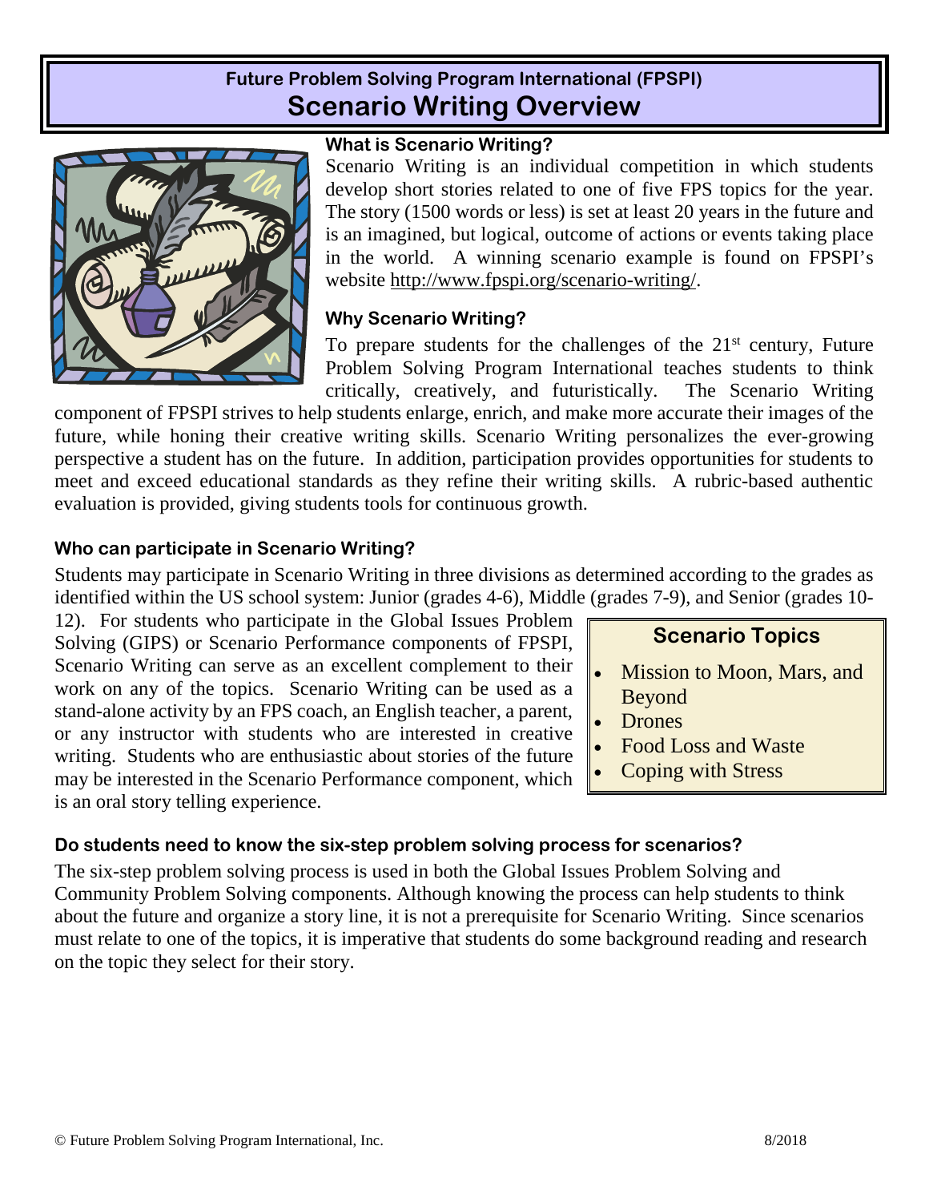# Future Problem Solving Program International (FPSPI)
## Scenario Writing Overview

### What is Scenario Writing?

Scenario Writing is an individual competition in which students develop short stories related to one of five FPS topics for the year. The story (1500 words or less) is set at least 20 years in the future and is an imagined, but logical, outcome of actions or events taking place in the world. A winning scenario example is found on FPSPI's website http://www.fpspi.org/scenario-writing/.

### Why Scenario Writing?

To prepare students for the challenges of the 21st century, Future Problem Solving Program International teaches students to think critically, creatively, and futuristically. The Scenario Writing component of FPSPI strives to help students enlarge, enrich, and make more accurate their images of the future, while honing their creative writing skills. Scenario Writing personalizes the ever-growing perspective a student has on the future. In addition, participation provides opportunities for students to meet and exceed educational standards as they refine their writing skills. A rubric-based authentic evaluation is provided, giving students tools for continuous growth.

### Who can participate in Scenario Writing?

Students may participate in Scenario Writing in three divisions as determined according to the grades as identified within the US school system: Junior (grades 4-6), Middle (grades 7-9), and Senior (grades 10-12). For students who participate in the Global Issues Problem Solving (GIPS) or Scenario Performance components of FPSPI, Scenario Writing can serve as an excellent complement to their work on any of the topics. Scenario Writing can be used as a stand-alone activity by an FPS coach, an English teacher, a parent, or any instructor with students who are interested in creative writing. Students who are enthusiastic about stories of the future may be interested in the Scenario Performance component, which is an oral story telling experience.

**Scenario Topics**

- Mission to Moon, Mars, and Beyond
- Drones
- Food Loss and Waste
- Coping with Stress

### Do students need to know the six-step problem solving process for scenarios?

The six-step problem solving process is used in both the Global Issues Problem Solving and Community Problem Solving components. Although knowing the process can help students to think about the future and organize a story line, it is not a prerequisite for Scenario Writing. Since scenarios must relate to one of the topics, it is imperative that students do some background reading and research on the topic they select for their story.

© Future Problem Solving Program International, Inc. 8/2018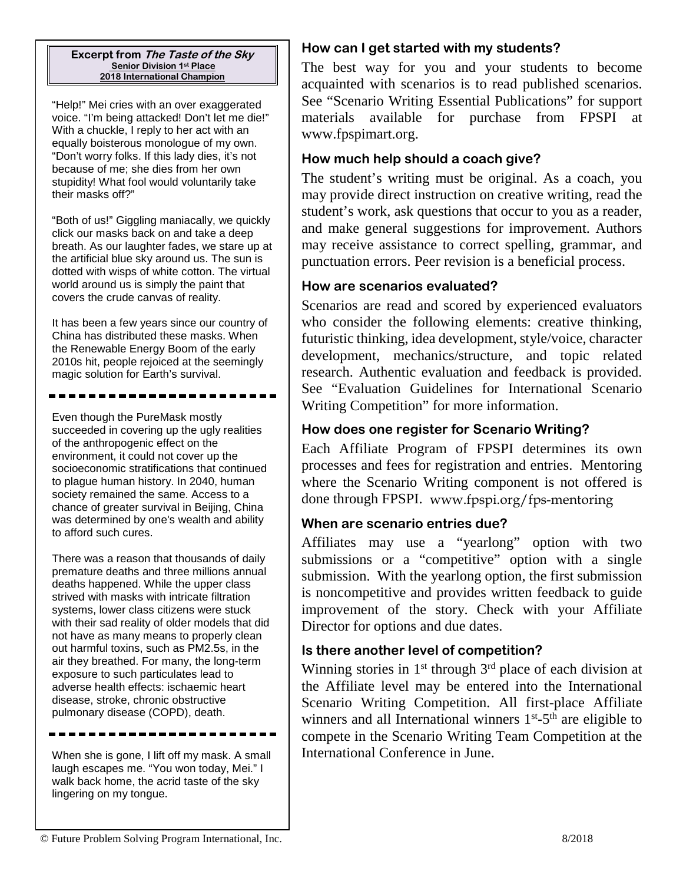**Excerpt from *The Taste of the Sky***
**Senior Division 1st Place**
**2018 International Champion**

"Help!" Mei cries with an over exaggerated voice. "I'm being attacked! Don't let me die!" With a chuckle, I reply to her act with an equally boisterous monologue of my own. "Don't worry folks. If this lady dies, it's not because of me; she dies from her own stupidity! What fool would voluntarily take their masks off?"

"Both of us!" Giggling maniacally, we quickly click our masks back on and take a deep breath. As our laughter fades, we stare up at the artificial blue sky around us. The sun is dotted with wisps of white cotton. The virtual world around us is simply the paint that covers the crude canvas of reality.

It has been a few years since our country of China has distributed these masks. When the Renewable Energy Boom of the early 2010s hit, people rejoiced at the seemingly magic solution for Earth's survival.

---

Even though the PureMask mostly succeeded in covering up the ugly realities of the anthropogenic effect on the environment, it could not cover up the socioeconomic stratifications that continued to plague human history. In 2040, human society remained the same. Access to a chance of greater survival in Beijing, China was determined by one's wealth and ability to afford such cures.

There was a reason that thousands of daily premature deaths and three millions annual deaths happened. While the upper class strived with masks with intricate filtration systems, lower class citizens were stuck with their sad reality of older models that did not have as many means to properly clean out harmful toxins, such as PM2.5s, in the air they breathed. For many, the long-term exposure to such particulates lead to adverse health effects: ischaemic heart disease, stroke, chronic obstructive pulmonary disease (COPD), death.

---

When she is gone, I lift off my mask. A small laugh escapes me. "You won today, Mei." I walk back home, the acrid taste of the sky lingering on my tongue.

### How can I get started with my students?

The best way for you and your students to become acquainted with scenarios is to read published scenarios. See "Scenario Writing Essential Publications" for support materials available for purchase from FPSPI at www.fpspimart.org.

### How much help should a coach give?

The student's writing must be original. As a coach, you may provide direct instruction on creative writing, read the student's work, ask questions that occur to you as a reader, and make general suggestions for improvement. Authors may receive assistance to correct spelling, grammar, and punctuation errors. Peer revision is a beneficial process.

### How are scenarios evaluated?

Scenarios are read and scored by experienced evaluators who consider the following elements: creative thinking, futuristic thinking, idea development, style/voice, character development, mechanics/structure, and topic related research. Authentic evaluation and feedback is provided. See "Evaluation Guidelines for International Scenario Writing Competition" for more information.

### How does one register for Scenario Writing?

Each Affiliate Program of FPSPI determines its own processes and fees for registration and entries. Mentoring where the Scenario Writing component is not offered is done through FPSPI. www.fpspi.org/fps-mentoring

### When are scenario entries due?

Affiliates may use a "yearlong" option with two submissions or a "competitive" option with a single submission. With the yearlong option, the first submission is noncompetitive and provides written feedback to guide improvement of the story. Check with your Affiliate Director for options and due dates.

### Is there another level of competition?

Winning stories in 1st through 3rd place of each division at the Affiliate level may be entered into the International Scenario Writing Competition. All first-place Affiliate winners and all International winners 1st-5th are eligible to compete in the Scenario Writing Team Competition at the International Conference in June.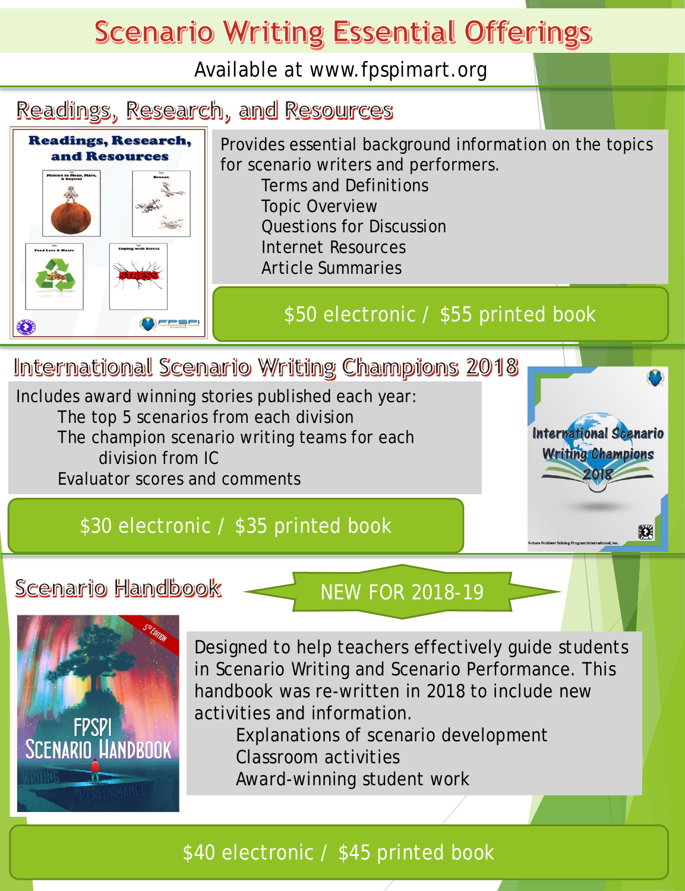# Scenario Writing Essential Offerings

Available at www.fpspimart.org

## Readings, Research, and Resources

Provides essential background information on the topics for scenario writers and performers.

- Terms and Definitions
- Topic Overview
- Questions for Discussion
- Internet Resources
- Article Summaries

$50 electronic / $55 printed book

## International Scenario Writing Champions 2018

Includes award winning stories published each year:

- The top 5 scenarios from each division
- The champion scenario writing teams for each division from IC
- Evaluator scores and comments

$30 electronic / $35 printed book

## Scenario Handbook

NEW FOR 2018-19

Designed to help teachers effectively guide students in Scenario Writing and Scenario Performance. This handbook was re-written in 2018 to include new activities and information.

- Explanations of scenario development
- Classroom activities
- Award-winning student work

$40 electronic / $45 printed book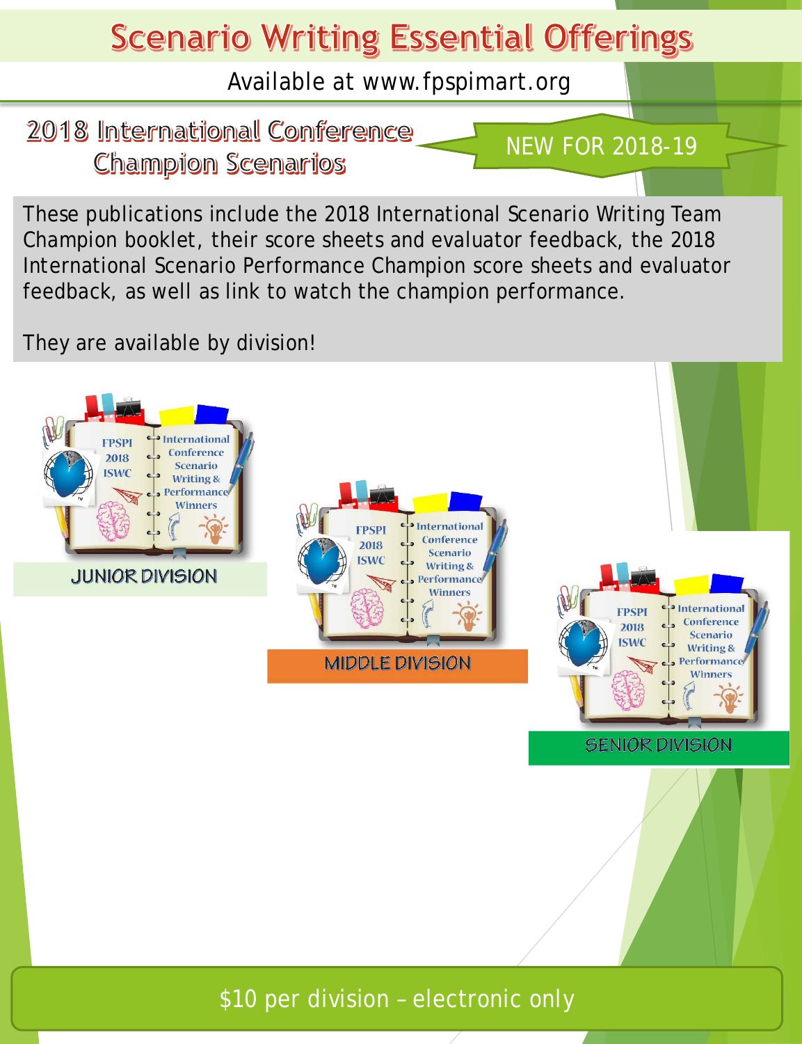# Scenario Writing Essential Offerings

Available at www.fpspimart.org

## 2018 International Conference Champion Scenarios

NEW FOR 2018-19

These publications include the 2018 International Scenario Writing Team Champion booklet, their score sheets and evaluator feedback, the 2018 International Scenario Performance Champion score sheets and evaluator feedback, as well as link to watch the champion performance.

They are available by division!

JUNIOR DIVISION

MIDDLE DIVISION

SENIOR DIVISION

$10 per division – electronic only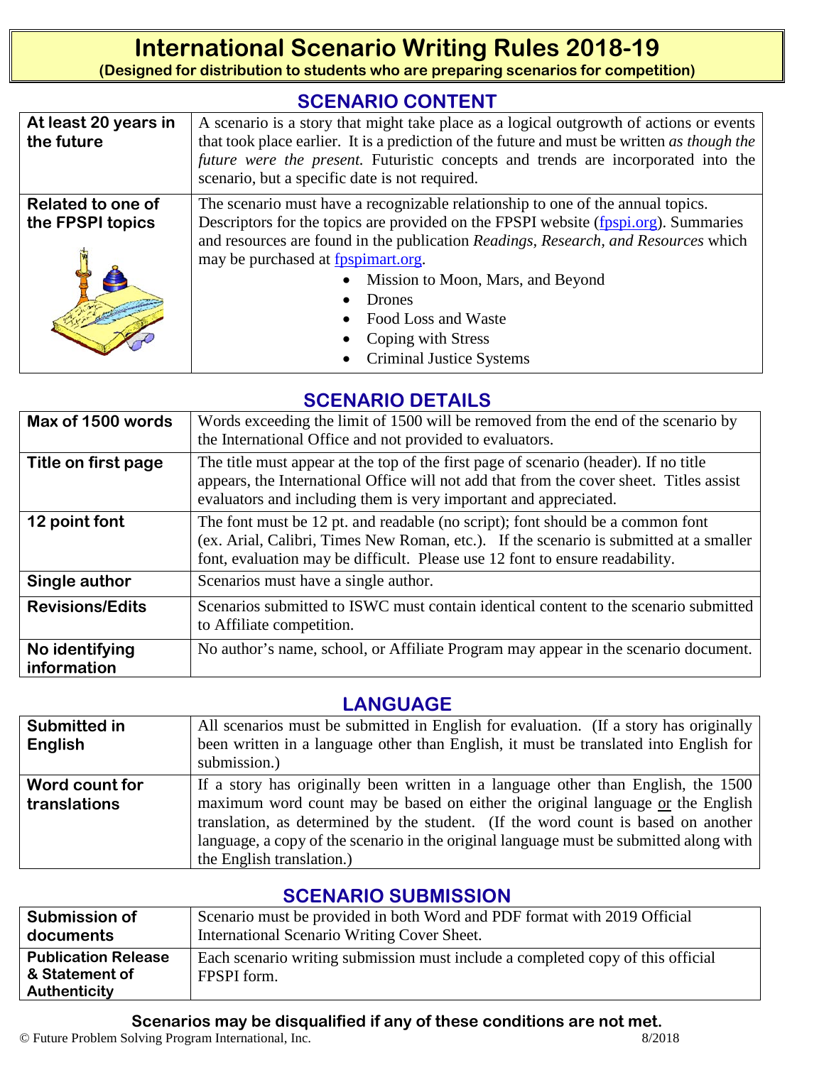# International Scenario Writing Rules 2018-19

**(Designed for distribution to students who are preparing scenarios for competition)**

## SCENARIO CONTENT

| | |
|---|---|
| **At least 20 years in the future** | A scenario is a story that might take place as a logical outgrowth of actions or events that took place earlier. It is a prediction of the future and must be written *as though the future were the present.* Futuristic concepts and trends are incorporated into the scenario, but a specific date is not required. |
| **Related to one of the FPSPI topics** | The scenario must have a recognizable relationship to one of the annual topics. Descriptors for the topics are provided on the FPSPI website (fpspi.org). Summaries and resources are found in the publication *Readings, Research, and Resources* which may be purchased at fpspimart.org.<br>• Mission to Moon, Mars, and Beyond<br>• Drones<br>• Food Loss and Waste<br>• Coping with Stress<br>• Criminal Justice Systems |

## SCENARIO DETAILS

| | |
|---|---|
| **Max of 1500 words** | Words exceeding the limit of 1500 will be removed from the end of the scenario by the International Office and not provided to evaluators. |
| **Title on first page** | The title must appear at the top of the first page of scenario (header). If no title appears, the International Office will not add that from the cover sheet. Titles assist evaluators and including them is very important and appreciated. |
| **12 point font** | The font must be 12 pt. and readable (no script); font should be a common font (ex. Arial, Calibri, Times New Roman, etc.). If the scenario is submitted at a smaller font, evaluation may be difficult. Please use 12 font to ensure readability. |
| **Single author** | Scenarios must have a single author. |
| **Revisions/Edits** | Scenarios submitted to ISWC must contain identical content to the scenario submitted to Affiliate competition. |
| **No identifying information** | No author's name, school, or Affiliate Program may appear in the scenario document. |

## LANGUAGE

| | |
|---|---|
| **Submitted in English** | All scenarios must be submitted in English for evaluation. (If a story has originally been written in a language other than English, it must be translated into English for submission.) |
| **Word count for translations** | If a story has originally been written in a language other than English, the 1500 maximum word count may be based on either the original language <u>or</u> the English translation, as determined by the student. (If the word count is based on another language, a copy of the scenario in the original language must be submitted along with the English translation.) |

## SCENARIO SUBMISSION

| | |
|---|---|
| **Submission of documents** | Scenario must be provided in both Word and PDF format with 2019 Official International Scenario Writing Cover Sheet. |
| **Publication Release & Statement of Authenticity** | Each scenario writing submission must include a completed copy of this official FPSPI form. |

**Scenarios may be disqualified if any of these conditions are not met.**

© Future Problem Solving Program International, Inc. 8/2018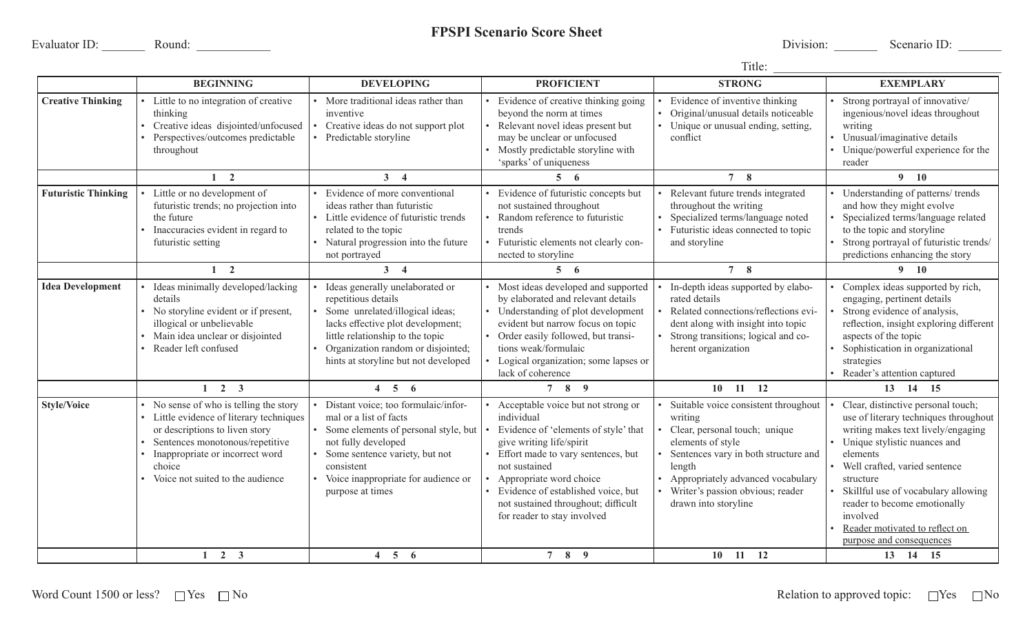# FPSPI Scenario Score Sheet

Evaluator ID: _______ Round: ____________

Division: _______ Scenario ID: _______

Title: ______________________________________

| | BEGINNING | DEVELOPING | PROFICIENT | STRONG | EXEMPLARY |
|---|---|---|---|---|---|
| **Creative Thinking** | • Little to no integration of creative thinking<br>• Creative ideas disjointed/unfocused<br>• Perspectives/outcomes predictable throughout | • More traditional ideas rather than inventive<br>• Creative ideas do not support plot<br>• Predictable storyline | • Evidence of creative thinking going beyond the norm at times<br>• Relevant novel ideas present but may be unclear or unfocused<br>• Mostly predictable storyline with 'sparks' of uniqueness | • Evidence of inventive thinking<br>• Original/unusual details noticeable<br>• Unique or unusual ending, setting, conflict | • Strong portrayal of innovative/ingenious/novel ideas throughout writing<br>• Unusual/imaginative details<br>• Unique/powerful experience for the reader |
| | 1 2 | 3 4 | 5 6 | 7 8 | 9 10 |
| **Futuristic Thinking** | • Little or no development of futuristic trends; no projection into the future<br>• Inaccuracies evident in regard to futuristic setting | • Evidence of more conventional ideas rather than futuristic<br>• Little evidence of futuristic trends related to the topic<br>• Natural progression into the future not portrayed | • Evidence of futuristic concepts but not sustained throughout<br>• Random reference to futuristic trends<br>• Futuristic elements not clearly connected to storyline | • Relevant future trends integrated throughout the writing<br>• Specialized terms/language noted<br>• Futuristic ideas connected to topic and storyline | • Understanding of patterns/ trends and how they might evolve<br>• Specialized terms/language related to the topic and storyline<br>• Strong portrayal of futuristic trends/predictions enhancing the story |
| | 1 2 | 3 4 | 5 6 | 7 8 | 9 10 |
| **Idea Development** | • Ideas minimally developed/lacking details<br>• No storyline evident or if present, illogical or unbelievable<br>• Main idea unclear or disjointed<br>• Reader left confused | • Ideas generally unelaborated or repetitious details<br>• Some unrelated/illogical ideas; lacks effective plot development; little relationship to the topic<br>• Organization random or disjointed; hints at storyline but not developed | • Most ideas developed and supported by elaborated and relevant details<br>• Understanding of plot development evident but narrow focus on topic<br>• Order easily followed, but transitions weak/formulaic<br>• Logical organization; some lapses or lack of coherence | • In-depth ideas supported by elaborated details<br>• Related connections/reflections evident along with insight into topic<br>• Strong transitions; logical and coherent organization | • Complex ideas supported by rich, engaging, pertinent details<br>• Strong evidence of analysis, reflection, insight exploring different aspects of the topic<br>• Sophistication in organizational strategies<br>• Reader's attention captured |
| | 1 2 3 | 4 5 6 | 7 8 9 | 10 11 12 | 13 14 15 |
| **Style/Voice** | • No sense of who is telling the story<br>• Little evidence of literary techniques or descriptions to liven story<br>• Sentences monotonous/repetitive<br>• Inappropriate or incorrect word choice<br>• Voice not suited to the audience | • Distant voice; too formulaic/informal or a list of facts<br>• Some elements of personal style, but not fully developed<br>• Some sentence variety, but not consistent<br>• Voice inappropriate for audience or purpose at times | • Acceptable voice but not strong or individual<br>• Evidence of 'elements of style' that give writing life/spirit<br>• Effort made to vary sentences, but not sustained<br>• Appropriate word choice<br>• Evidence of established voice, but not sustained throughout; difficult for reader to stay involved | • Suitable voice consistent throughout writing<br>• Clear, personal touch; unique elements of style<br>• Sentences vary in both structure and length<br>• Appropriately advanced vocabulary<br>• Writer's passion obvious; reader drawn into storyline | • Clear, distinctive personal touch; use of literary techniques throughout writing makes text lively/engaging<br>• Unique stylistic nuances and elements<br>• Well crafted, varied sentence structure<br>• Skillful use of vocabulary allowing reader to become emotionally involved<br>• Reader motivated to reflect on purpose and consequences |
| | 1 2 3 | 4 5 6 | 7 8 9 | 10 11 12 | 13 14 15 |

Word Count 1500 or less? ☐ Yes ☐ No

Relation to approved topic: ☐ Yes ☐ No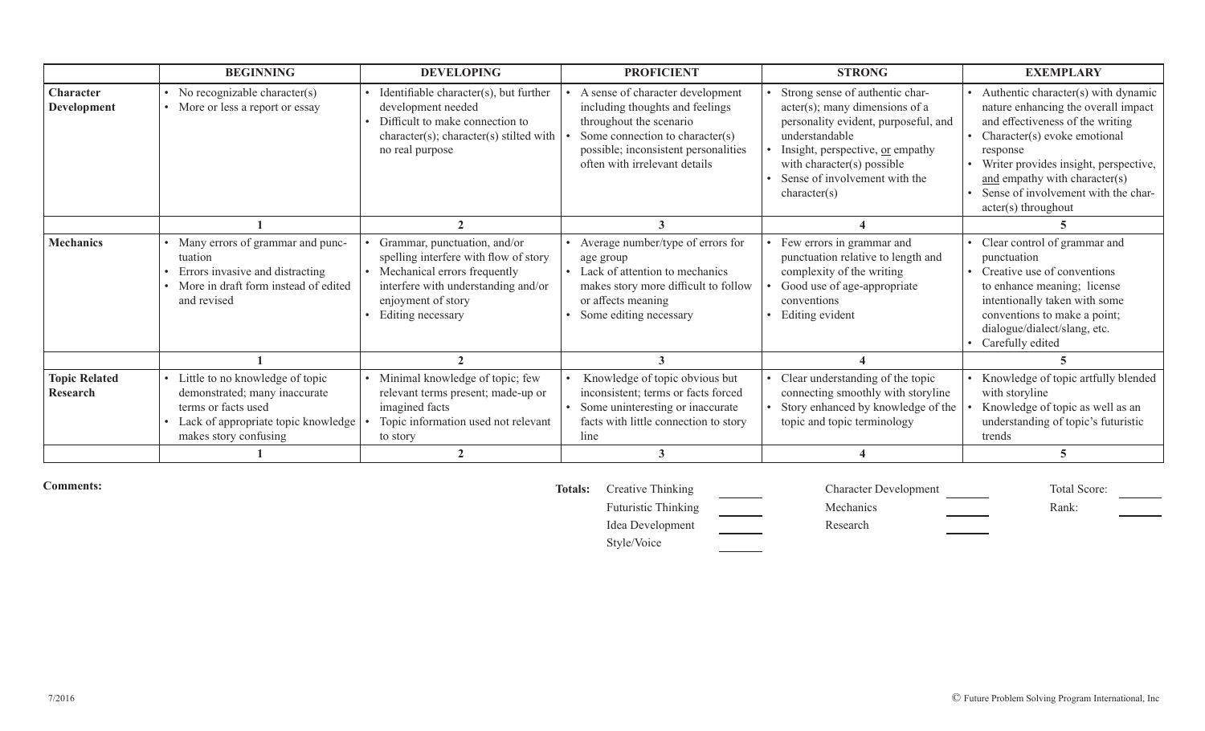| | BEGINNING | DEVELOPING | PROFICIENT | STRONG | EXEMPLARY |
|---|---|---|---|---|---|
| **Character Development** | • No recognizable character(s)<br>• More or less a report or essay | • Identifiable character(s), but further development needed<br>• Difficult to make connection to character(s); character(s) stilted with no real purpose | • A sense of character development including thoughts and feelings throughout the scenario<br>• Some connection to character(s) possible; inconsistent personalities often with irrelevant details | • Strong sense of authentic character(s); many dimensions of a personality evident, purposeful, and understandable<br>• Insight, perspective, or empathy with character(s) possible<br>• Sense of involvement with the character(s) | • Authentic character(s) with dynamic nature enhancing the overall impact and effectiveness of the writing<br>• Character(s) evoke emotional response<br>• Writer provides insight, perspective, and empathy with character(s)<br>• Sense of involvement with the character(s) throughout |
| | **1** | **2** | **3** | **4** | **5** |
| **Mechanics** | • Many errors of grammar and punctuation<br>• Errors invasive and distracting<br>• More in draft form instead of edited and revised | • Grammar, punctuation, and/or spelling interfere with flow of story<br>• Mechanical errors frequently interfere with understanding and/or enjoyment of story<br>• Editing necessary | • Average number/type of errors for age group<br>• Lack of attention to mechanics makes story more difficult to follow or affects meaning<br>• Some editing necessary | • Few errors in grammar and punctuation relative to length and complexity of the writing<br>• Good use of age-appropriate conventions<br>• Editing evident | • Clear control of grammar and punctuation<br>• Creative use of conventions to enhance meaning; license intentionally taken with some conventions to make a point; dialogue/dialect/slang, etc.<br>• Carefully edited |
| | **1** | **2** | **3** | **4** | **5** |
| **Topic Related Research** | • Little to no knowledge of topic demonstrated; many inaccurate terms or facts used<br>• Lack of appropriate topic knowledge makes story confusing | • Minimal knowledge of topic; few relevant terms present; made-up or imagined facts<br>• Topic information used not relevant to story | • Knowledge of topic obvious but inconsistent; terms or facts forced<br>• Some uninteresting or inaccurate facts with little connection to story line | • Clear understanding of the topic connecting smoothly with storyline<br>• Story enhanced by knowledge of the topic and topic terminology | • Knowledge of topic artfully blended with storyline<br>• Knowledge of topic as well as an understanding of topic's futuristic trends |
| | **1** | **2** | **3** | **4** | **5** |

**Comments:**

**Totals:**

| | | | | | |
|---|---|---|---|---|---|
| Creative Thinking | ______ | Character Development | ______ | Total Score: | ______ |
| Futuristic Thinking | ______ | Mechanics | ______ | Rank: | ______ |
| Idea Development | ______ | Research | ______ | | |
| Style/Voice | ______ | | | | |

7/2016

© Future Problem Solving Program International, Inc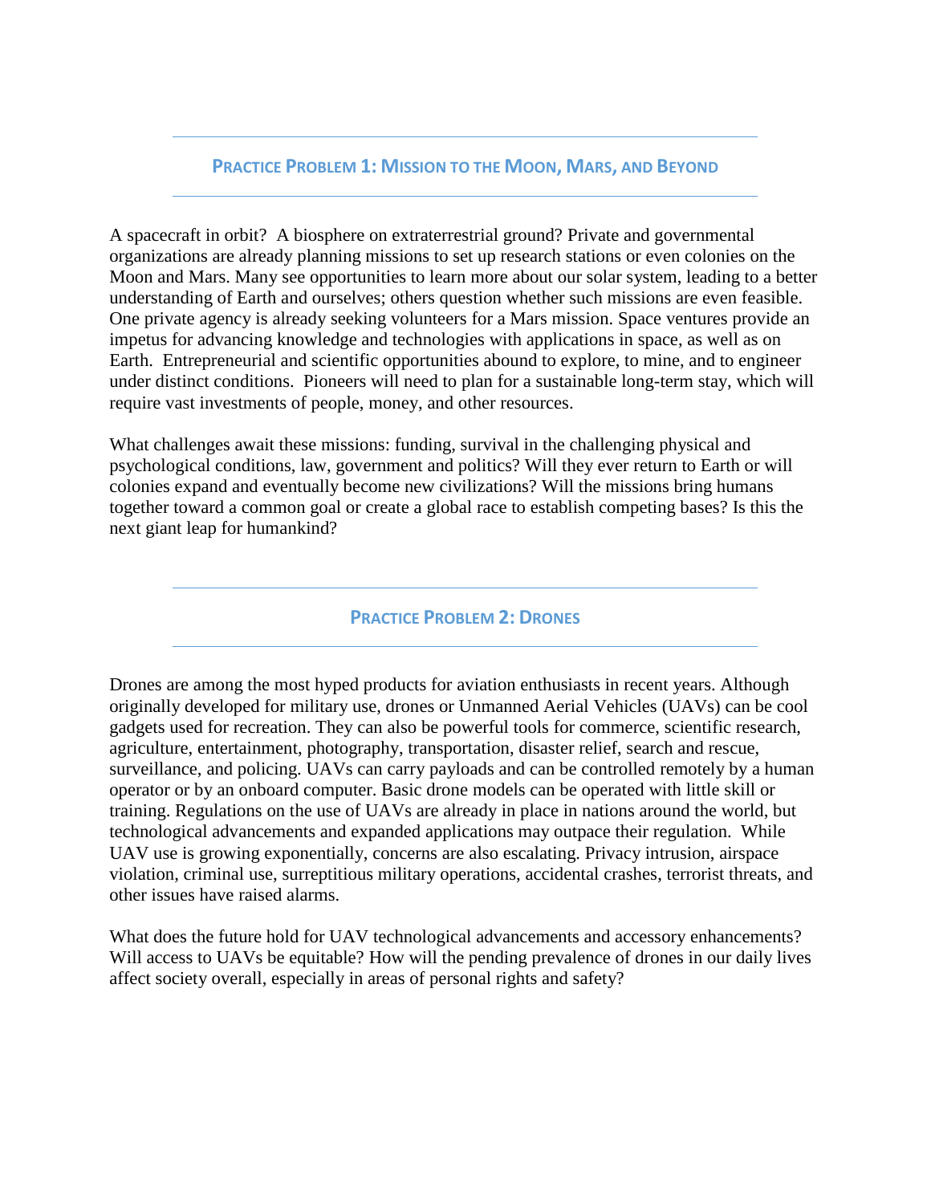## Practice Problem 1: Mission to the Moon, Mars, and Beyond

A spacecraft in orbit? A biosphere on extraterrestrial ground? Private and governmental organizations are already planning missions to set up research stations or even colonies on the Moon and Mars. Many see opportunities to learn more about our solar system, leading to a better understanding of Earth and ourselves; others question whether such missions are even feasible. One private agency is already seeking volunteers for a Mars mission. Space ventures provide an impetus for advancing knowledge and technologies with applications in space, as well as on Earth. Entrepreneurial and scientific opportunities abound to explore, to mine, and to engineer under distinct conditions. Pioneers will need to plan for a sustainable long-term stay, which will require vast investments of people, money, and other resources.

What challenges await these missions: funding, survival in the challenging physical and psychological conditions, law, government and politics? Will they ever return to Earth or will colonies expand and eventually become new civilizations? Will the missions bring humans together toward a common goal or create a global race to establish competing bases? Is this the next giant leap for humankind?

## Practice Problem 2: Drones

Drones are among the most hyped products for aviation enthusiasts in recent years. Although originally developed for military use, drones or Unmanned Aerial Vehicles (UAVs) can be cool gadgets used for recreation. They can also be powerful tools for commerce, scientific research, agriculture, entertainment, photography, transportation, disaster relief, search and rescue, surveillance, and policing. UAVs can carry payloads and can be controlled remotely by a human operator or by an onboard computer. Basic drone models can be operated with little skill or training. Regulations on the use of UAVs are already in place in nations around the world, but technological advancements and expanded applications may outpace their regulation. While UAV use is growing exponentially, concerns are also escalating. Privacy intrusion, airspace violation, criminal use, surreptitious military operations, accidental crashes, terrorist threats, and other issues have raised alarms.

What does the future hold for UAV technological advancements and accessory enhancements? Will access to UAVs be equitable? How will the pending prevalence of drones in our daily lives affect society overall, especially in areas of personal rights and safety?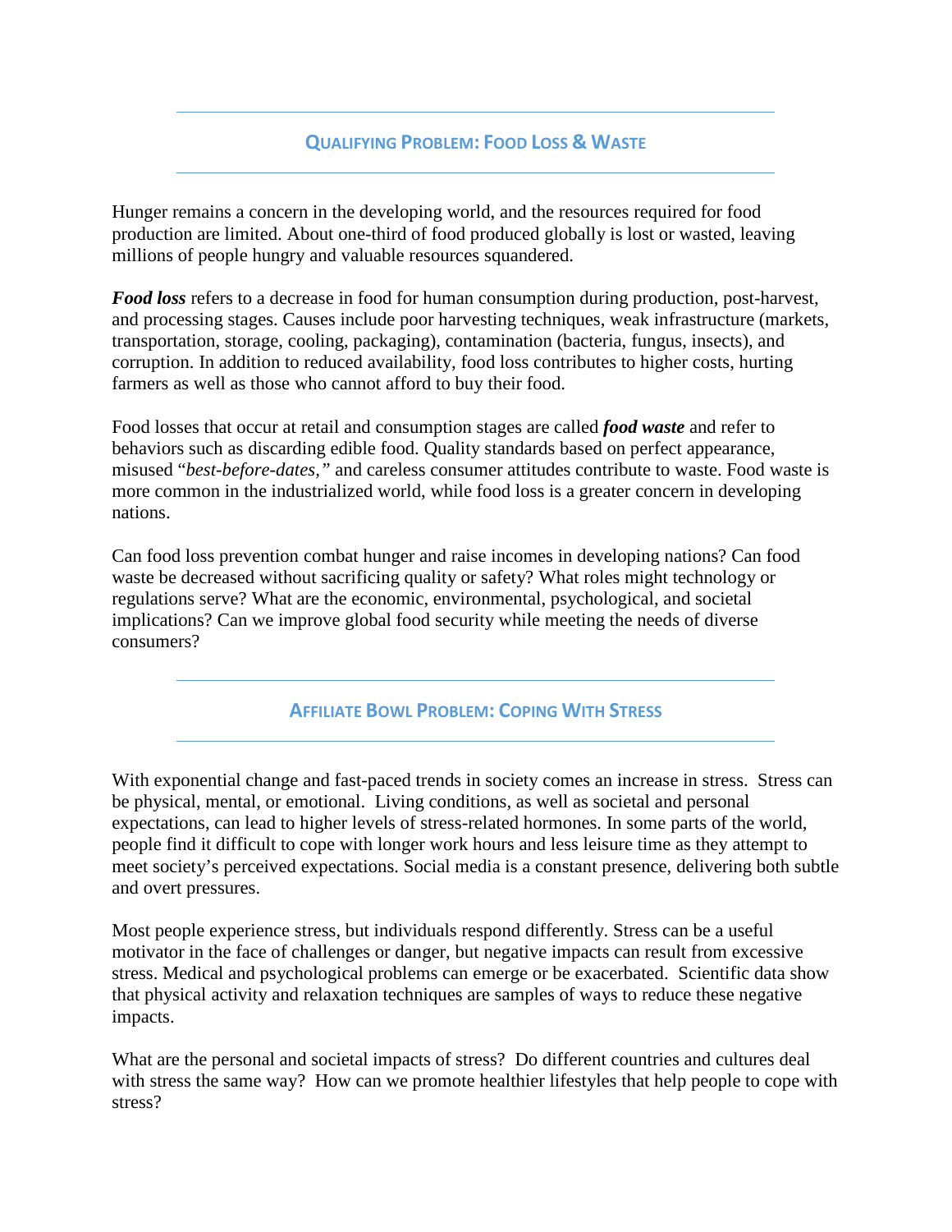## Qualifying Problem: Food Loss & Waste

Hunger remains a concern in the developing world, and the resources required for food production are limited. About one-third of food produced globally is lost or wasted, leaving millions of people hungry and valuable resources squandered.

***Food loss*** refers to a decrease in food for human consumption during production, post-harvest, and processing stages. Causes include poor harvesting techniques, weak infrastructure (markets, transportation, storage, cooling, packaging), contamination (bacteria, fungus, insects), and corruption. In addition to reduced availability, food loss contributes to higher costs, hurting farmers as well as those who cannot afford to buy their food.

Food losses that occur at retail and consumption stages are called ***food waste*** and refer to behaviors such as discarding edible food. Quality standards based on perfect appearance, misused "*best-before-dates,"* and careless consumer attitudes contribute to waste. Food waste is more common in the industrialized world, while food loss is a greater concern in developing nations.

Can food loss prevention combat hunger and raise incomes in developing nations? Can food waste be decreased without sacrificing quality or safety? What roles might technology or regulations serve? What are the economic, environmental, psychological, and societal implications? Can we improve global food security while meeting the needs of diverse consumers?

## Affiliate Bowl Problem: Coping With Stress

With exponential change and fast-paced trends in society comes an increase in stress. Stress can be physical, mental, or emotional. Living conditions, as well as societal and personal expectations, can lead to higher levels of stress-related hormones. In some parts of the world, people find it difficult to cope with longer work hours and less leisure time as they attempt to meet society's perceived expectations. Social media is a constant presence, delivering both subtle and overt pressures.

Most people experience stress, but individuals respond differently. Stress can be a useful motivator in the face of challenges or danger, but negative impacts can result from excessive stress. Medical and psychological problems can emerge or be exacerbated. Scientific data show that physical activity and relaxation techniques are samples of ways to reduce these negative impacts.

What are the personal and societal impacts of stress? Do different countries and cultures deal with stress the same way? How can we promote healthier lifestyles that help people to cope with stress?